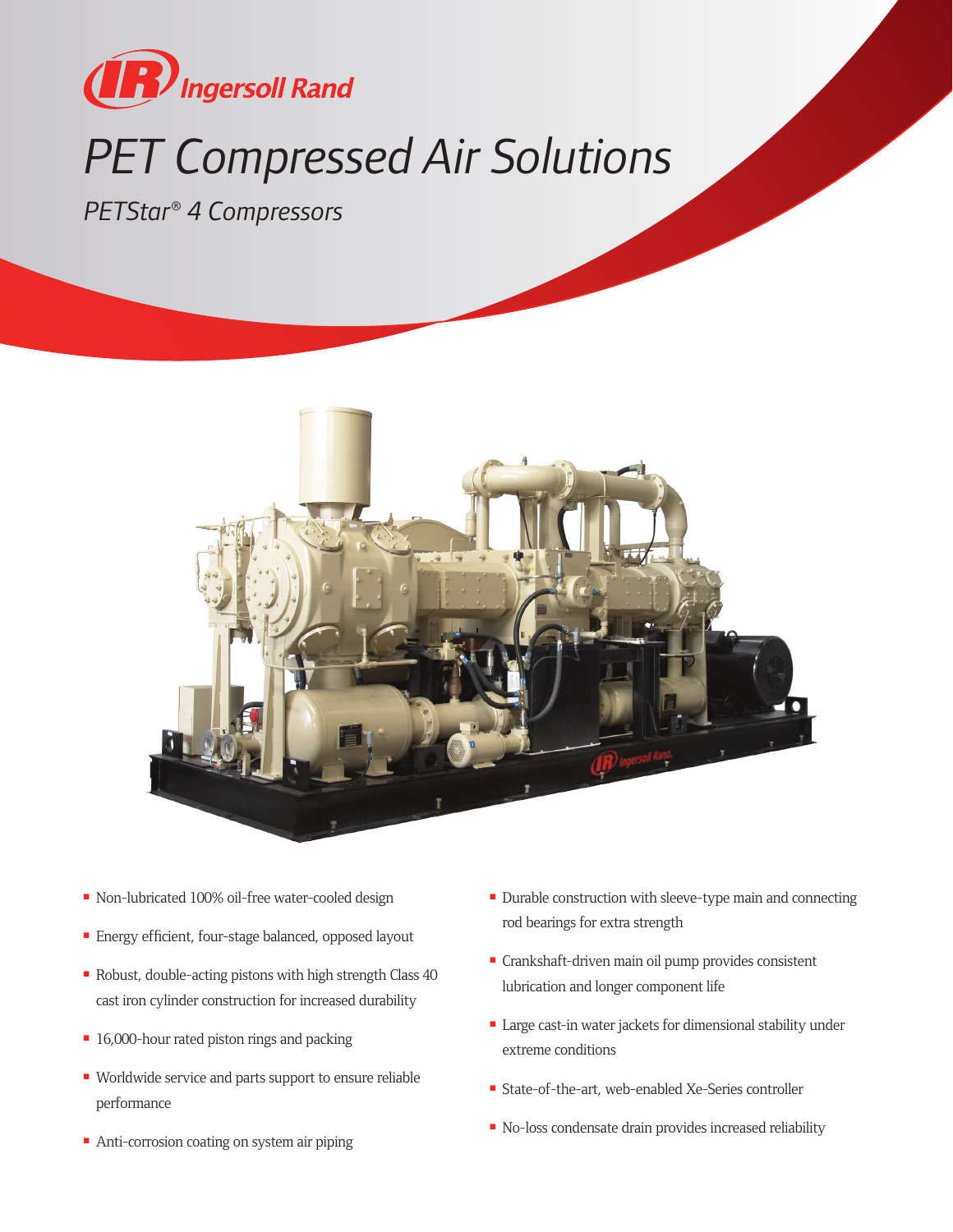Ingersoll Rand

# PET Compressed Air Solutions

## PETStar® 4 Compressors

- Non-lubricated 100% oil-free water-cooled design
- Energy efficient, four-stage balanced, opposed layout
- Robust, double-acting pistons with high strength Class 40 cast iron cylinder construction for increased durability
- 16,000-hour rated piston rings and packing
- Worldwide service and parts support to ensure reliable performance
- Anti-corrosion coating on system air piping
- Durable construction with sleeve-type main and connecting rod bearings for extra strength
- Crankshaft-driven main oil pump provides consistent lubrication and longer component life
- Large cast-in water jackets for dimensional stability under extreme conditions
- State-of-the-art, web-enabled Xe-Series controller
- No-loss condensate drain provides increased reliability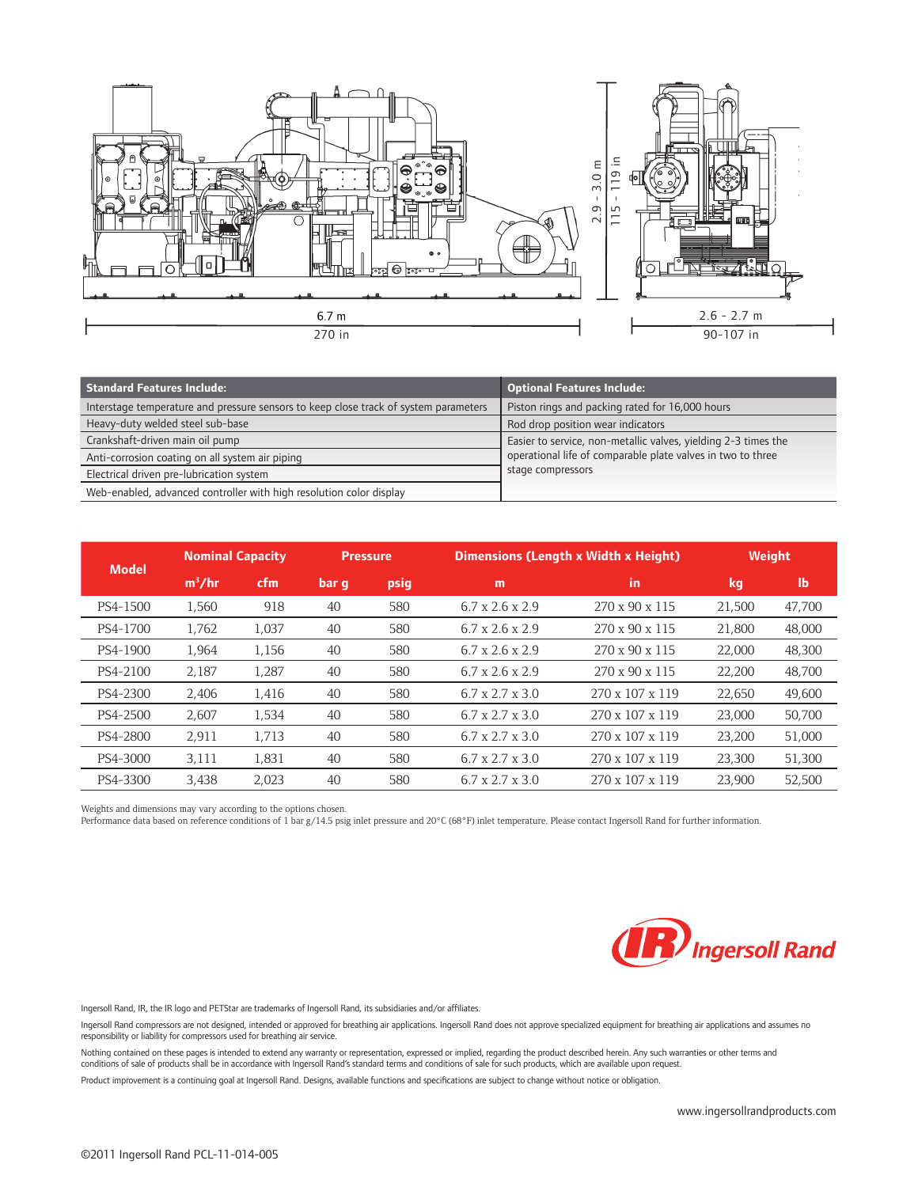6.7 m
270 in

2.9 - 3.0 m
115 - 119 in

2.6 - 2.7 m
90-107 in

| Standard Features Include: | Optional Features Include: |
|---|---|
| Interstage temperature and pressure sensors to keep close track of system parameters | Piston rings and packing rated for 16,000 hours |
| Heavy-duty welded steel sub-base | Rod drop position wear indicators |
| Crankshaft-driven main oil pump | Easier to service, non-metallic valves, yielding 2-3 times the operational life of comparable plate valves in two to three stage compressors |
| Anti-corrosion coating on all system air piping | |
| Electrical driven pre-lubrication system | |
| Web-enabled, advanced controller with high resolution color display | |

| Model | Nominal Capacity | | Pressure | | Dimensions (Length x Width x Height) | | Weight | |
|---|---|---|---|---|---|---|---|---|
| | $m^3$/hr | cfm | bar g | psig | m | in | kg | lb |
| PS4-1500 | 1,560 | 918 | 40 | 580 | 6.7 x 2.6 x 2.9 | 270 x 90 x 115 | 21,500 | 47,700 |
| PS4-1700 | 1,762 | 1,037 | 40 | 580 | 6.7 x 2.6 x 2.9 | 270 x 90 x 115 | 21,800 | 48,000 |
| PS4-1900 | 1,964 | 1,156 | 40 | 580 | 6.7 x 2.6 x 2.9 | 270 x 90 x 115 | 22,000 | 48,300 |
| PS4-2100 | 2,187 | 1,287 | 40 | 580 | 6.7 x 2.6 x 2.9 | 270 x 90 x 115 | 22,200 | 48,700 |
| PS4-2300 | 2,406 | 1,416 | 40 | 580 | 6.7 x 2.7 x 3.0 | 270 x 107 x 119 | 22,650 | 49,600 |
| PS4-2500 | 2,607 | 1,534 | 40 | 580 | 6.7 x 2.7 x 3.0 | 270 x 107 x 119 | 23,000 | 50,700 |
| PS4-2800 | 2,911 | 1,713 | 40 | 580 | 6.7 x 2.7 x 3.0 | 270 x 107 x 119 | 23,200 | 51,000 |
| PS4-3000 | 3,111 | 1,831 | 40 | 580 | 6.7 x 2.7 x 3.0 | 270 x 107 x 119 | 23,300 | 51,300 |
| PS4-3300 | 3,438 | 2,023 | 40 | 580 | 6.7 x 2.7 x 3.0 | 270 x 107 x 119 | 23,900 | 52,500 |

Weights and dimensions may vary according to the options chosen.
Performance data based on reference conditions of 1 bar g/14.5 psig inlet pressure and 20°C (68°F) inlet temperature. Please contact Ingersoll Rand for further information.

Ingersoll Rand

Ingersoll Rand, IR, the IR logo and PETStar are trademarks of Ingersoll Rand, its subsidiaries and/or affiliates.

Ingersoll Rand compressors are not designed, intended or approved for breathing air applications. Ingersoll Rand does not approve specialized equipment for breathing air applications and assumes no responsibility or liability for compressors used for breathing air service.

Nothing contained on these pages is intended to extend any warranty or representation, expressed or implied, regarding the product described herein. Any such warranties or other terms and conditions of sale of products shall be in accordance with Ingersoll Rand's standard terms and conditions of sale for such products, which are available upon request.

Product improvement is a continuing goal at Ingersoll Rand. Designs, available functions and specifications are subject to change without notice or obligation.

www.ingersollrandproducts.com

©2011 Ingersoll Rand PCL-11-014-005